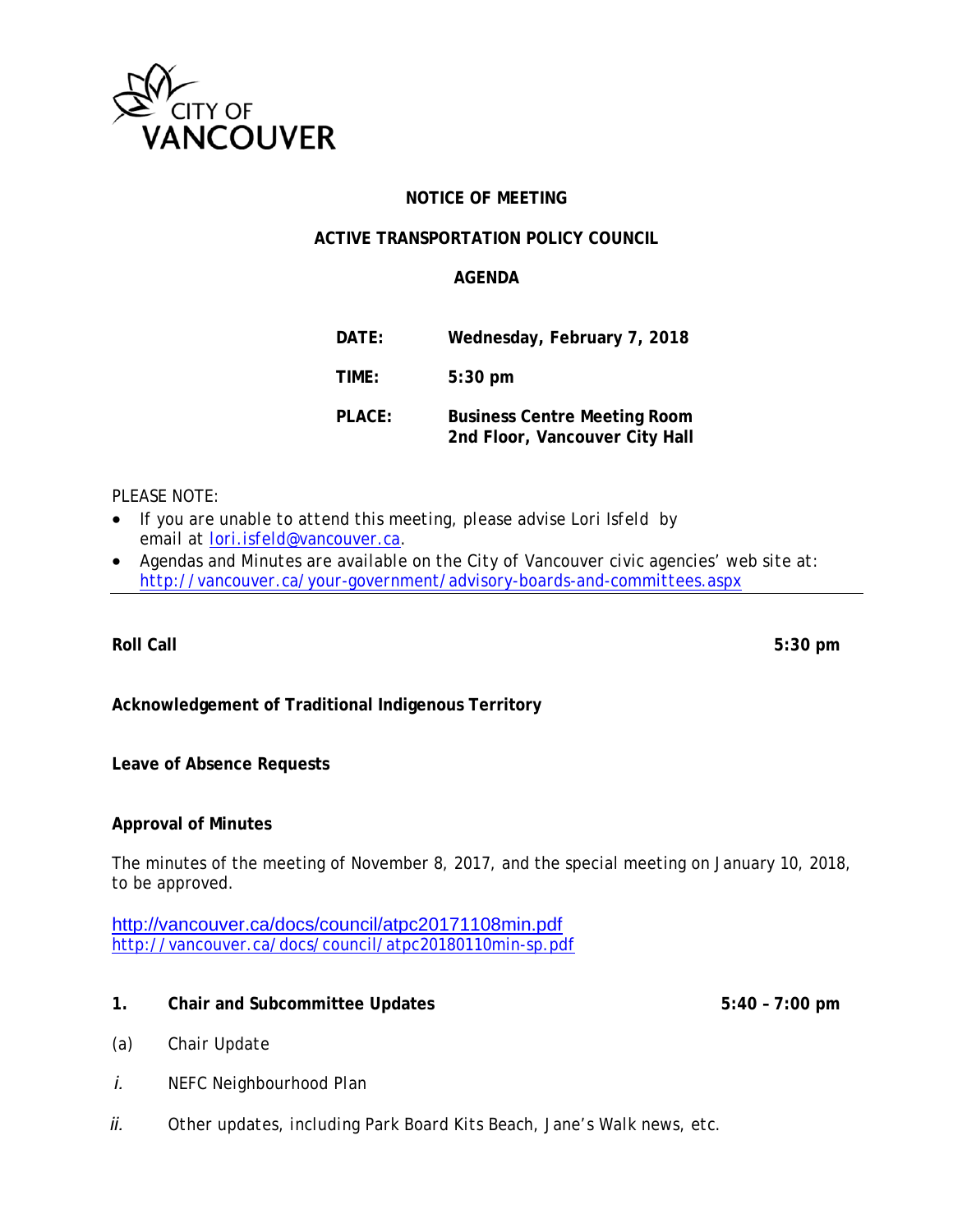CITY OF VANCOUVER

**NOTICE OF MEETING**

**ACTIVE TRANSPORTATION POLICY COUNCIL**

**AGENDA**

| | |
|---|---|
| **DATE:** | **Wednesday, February 7, 2018** |
| **TIME:** | **5:30 pm** |
| **PLACE:** | **Business Centre Meeting Room<br>2nd Floor, Vancouver City Hall** |

PLEASE NOTE:

- If you are unable to attend this meeting, please advise Lori Isfeld by email at lori.isfeld@vancouver.ca.
- Agendas and Minutes are available on the City of Vancouver civic agencies' web site at: http://vancouver.ca/your-government/advisory-boards-and-committees.aspx

---

**Roll Call** **5:30 pm**

**Acknowledgement of Traditional Indigenous Territory**

**Leave of Absence Requests**

**Approval of Minutes**

The minutes of the meeting of November 8, 2017, and the special meeting on January 10, 2018, to be approved.

http://vancouver.ca/docs/council/atpc20171108min.pdf
http://vancouver.ca/docs/council/atpc20180110min-sp.pdf

**1. Chair and Subcommittee Updates** **5:40 – 7:00 pm**

(a) Chair Update

*i.* NEFC Neighbourhood Plan

*ii.* Other updates, including Park Board Kits Beach, Jane's Walk news, etc.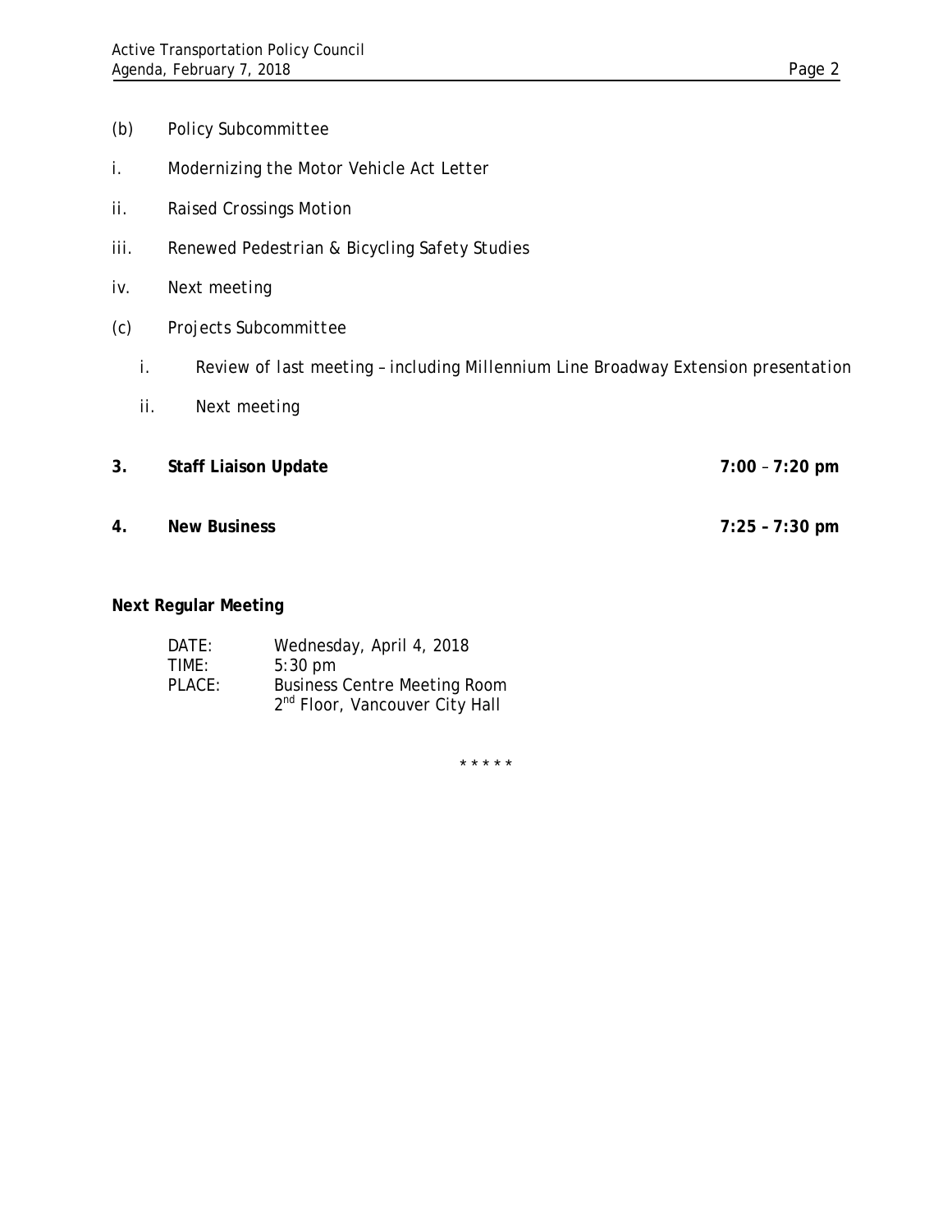(b) Policy Subcommittee

i. Modernizing the Motor Vehicle Act Letter

ii. Raised Crossings Motion

iii. Renewed Pedestrian & Bicycling Safety Studies

iv. Next meeting

(c) Projects Subcommittee

  i. Review of last meeting – including Millennium Line Broadway Extension presentation

  ii. Next meeting

**3. Staff Liaison Update** **7:00 – 7:20 pm**

**4. New Business** **7:25 – 7:30 pm**

**Next Regular Meeting**

| | |
|---|---|
| DATE: | Wednesday, April 4, 2018 |
| TIME: | 5:30 pm |
| PLACE: | Business Centre Meeting Room<br>2nd Floor, Vancouver City Hall |

\* \* \* \* \*